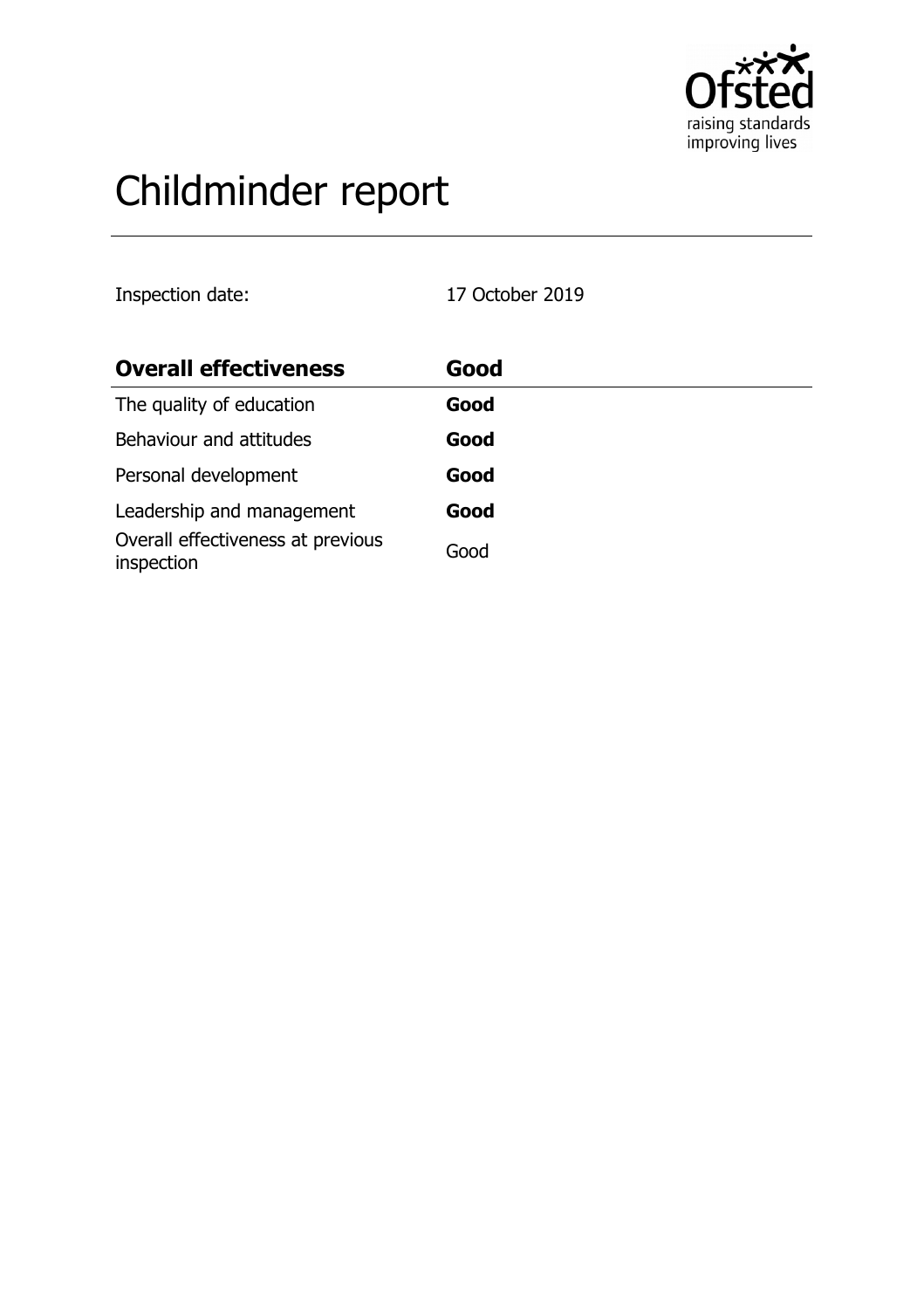# Childminder report

Inspection date: 17 October 2019

| **Overall effectiveness** | **Good** |
|---|---|
| The quality of education | **Good** |
| Behaviour and attitudes | **Good** |
| Personal development | **Good** |
| Leadership and management | **Good** |
| Overall effectiveness at previous inspection | Good |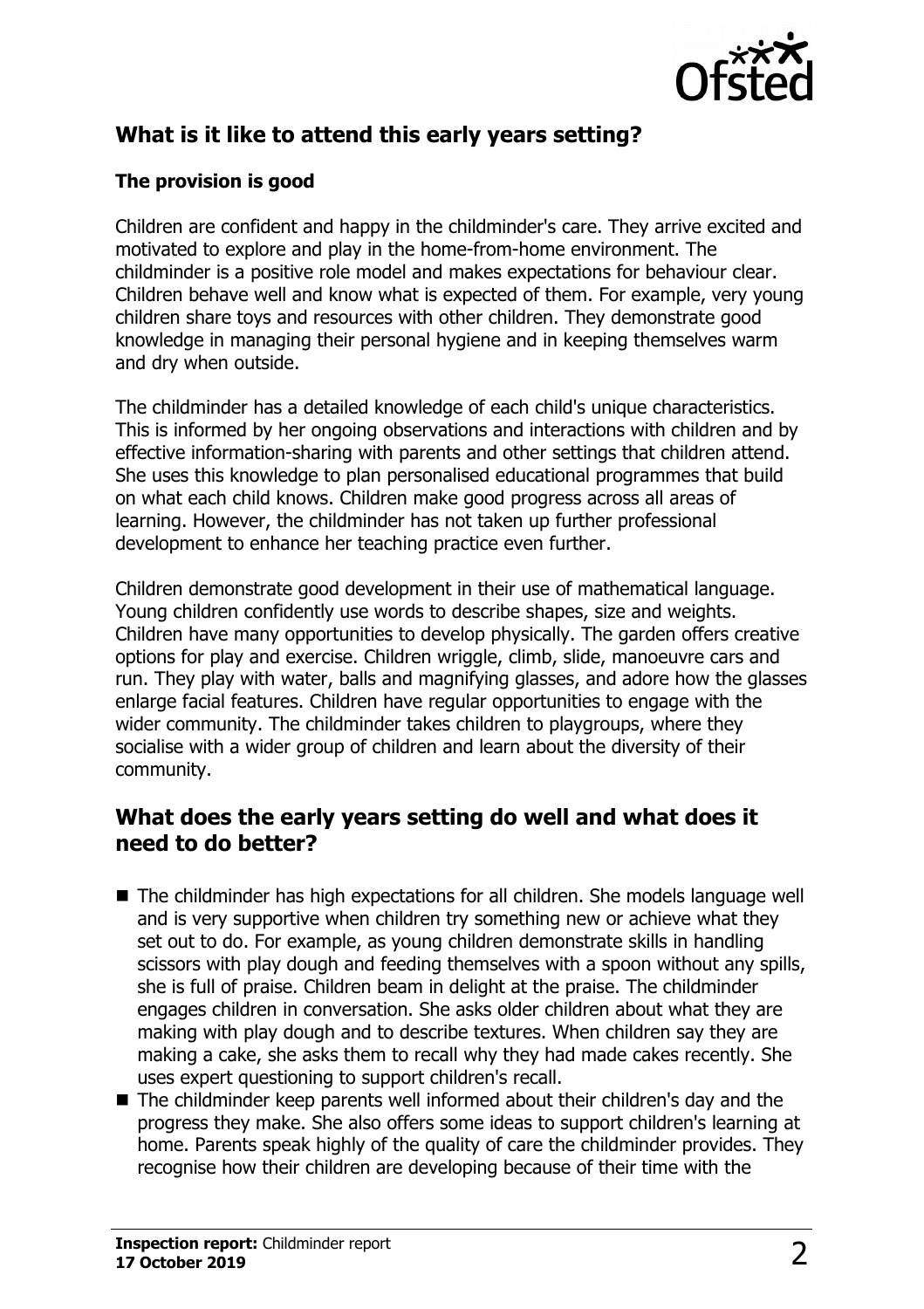## What is it like to attend this early years setting?

### The provision is good

Children are confident and happy in the childminder's care. They arrive excited and motivated to explore and play in the home-from-home environment. The childminder is a positive role model and makes expectations for behaviour clear. Children behave well and know what is expected of them. For example, very young children share toys and resources with other children. They demonstrate good knowledge in managing their personal hygiene and in keeping themselves warm and dry when outside.

The childminder has a detailed knowledge of each child's unique characteristics. This is informed by her ongoing observations and interactions with children and by effective information-sharing with parents and other settings that children attend. She uses this knowledge to plan personalised educational programmes that build on what each child knows. Children make good progress across all areas of learning. However, the childminder has not taken up further professional development to enhance her teaching practice even further.

Children demonstrate good development in their use of mathematical language. Young children confidently use words to describe shapes, size and weights. Children have many opportunities to develop physically. The garden offers creative options for play and exercise. Children wriggle, climb, slide, manoeuvre cars and run. They play with water, balls and magnifying glasses, and adore how the glasses enlarge facial features. Children have regular opportunities to engage with the wider community. The childminder takes children to playgroups, where they socialise with a wider group of children and learn about the diversity of their community.

## What does the early years setting do well and what does it need to do better?

- The childminder has high expectations for all children. She models language well and is very supportive when children try something new or achieve what they set out to do. For example, as young children demonstrate skills in handling scissors with play dough and feeding themselves with a spoon without any spills, she is full of praise. Children beam in delight at the praise. The childminder engages children in conversation. She asks older children about what they are making with play dough and to describe textures. When children say they are making a cake, she asks them to recall why they had made cakes recently. She uses expert questioning to support children's recall.
- The childminder keep parents well informed about their children's day and the progress they make. She also offers some ideas to support children's learning at home. Parents speak highly of the quality of care the childminder provides. They recognise how their children are developing because of their time with the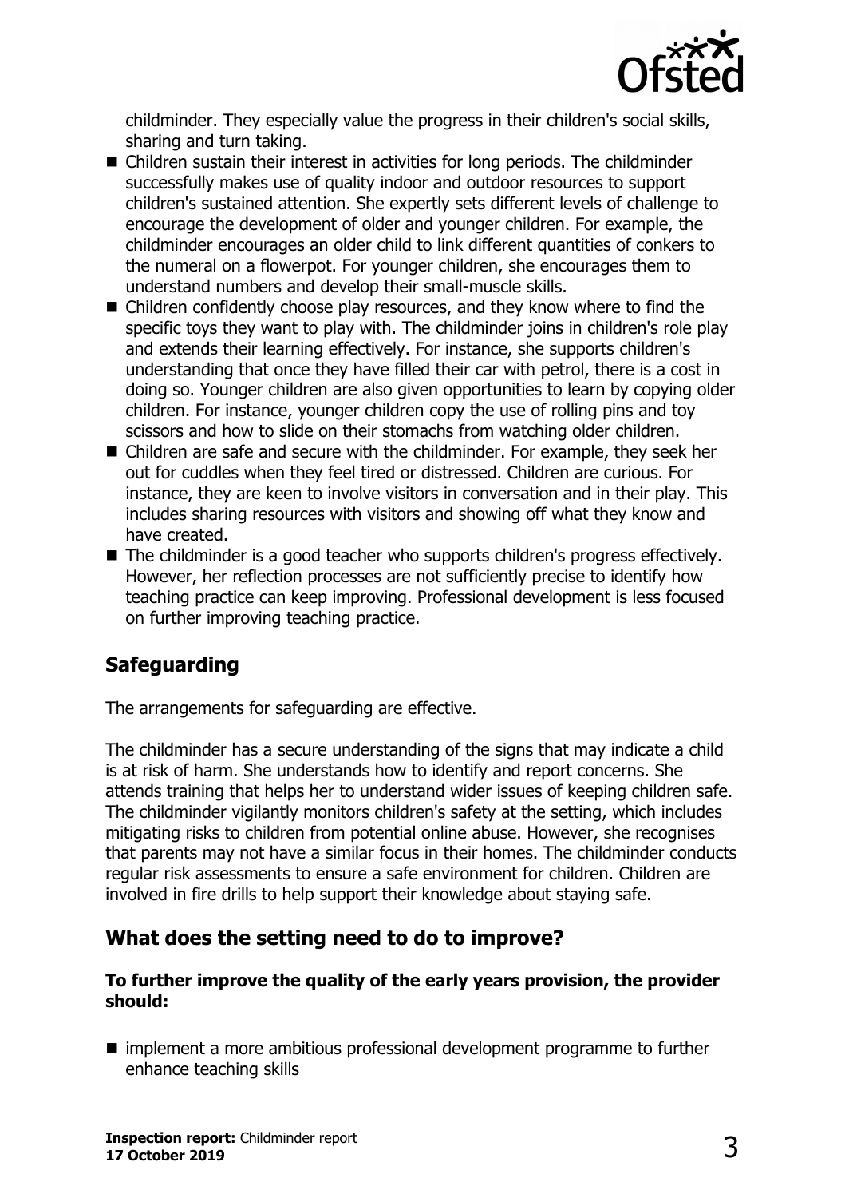childminder. They especially value the progress in their children's social skills, sharing and turn taking.

- Children sustain their interest in activities for long periods. The childminder successfully makes use of quality indoor and outdoor resources to support children's sustained attention. She expertly sets different levels of challenge to encourage the development of older and younger children. For example, the childminder encourages an older child to link different quantities of conkers to the numeral on a flowerpot. For younger children, she encourages them to understand numbers and develop their small-muscle skills.
- Children confidently choose play resources, and they know where to find the specific toys they want to play with. The childminder joins in children's role play and extends their learning effectively. For instance, she supports children's understanding that once they have filled their car with petrol, there is a cost in doing so. Younger children are also given opportunities to learn by copying older children. For instance, younger children copy the use of rolling pins and toy scissors and how to slide on their stomachs from watching older children.
- Children are safe and secure with the childminder. For example, they seek her out for cuddles when they feel tired or distressed. Children are curious. For instance, they are keen to involve visitors in conversation and in their play. This includes sharing resources with visitors and showing off what they know and have created.
- The childminder is a good teacher who supports children's progress effectively. However, her reflection processes are not sufficiently precise to identify how teaching practice can keep improving. Professional development is less focused on further improving teaching practice.

## Safeguarding

The arrangements for safeguarding are effective.

The childminder has a secure understanding of the signs that may indicate a child is at risk of harm. She understands how to identify and report concerns. She attends training that helps her to understand wider issues of keeping children safe. The childminder vigilantly monitors children's safety at the setting, which includes mitigating risks to children from potential online abuse. However, she recognises that parents may not have a similar focus in their homes. The childminder conducts regular risk assessments to ensure a safe environment for children. Children are involved in fire drills to help support their knowledge about staying safe.

## What does the setting need to do to improve?

**To further improve the quality of the early years provision, the provider should:**

- implement a more ambitious professional development programme to further enhance teaching skills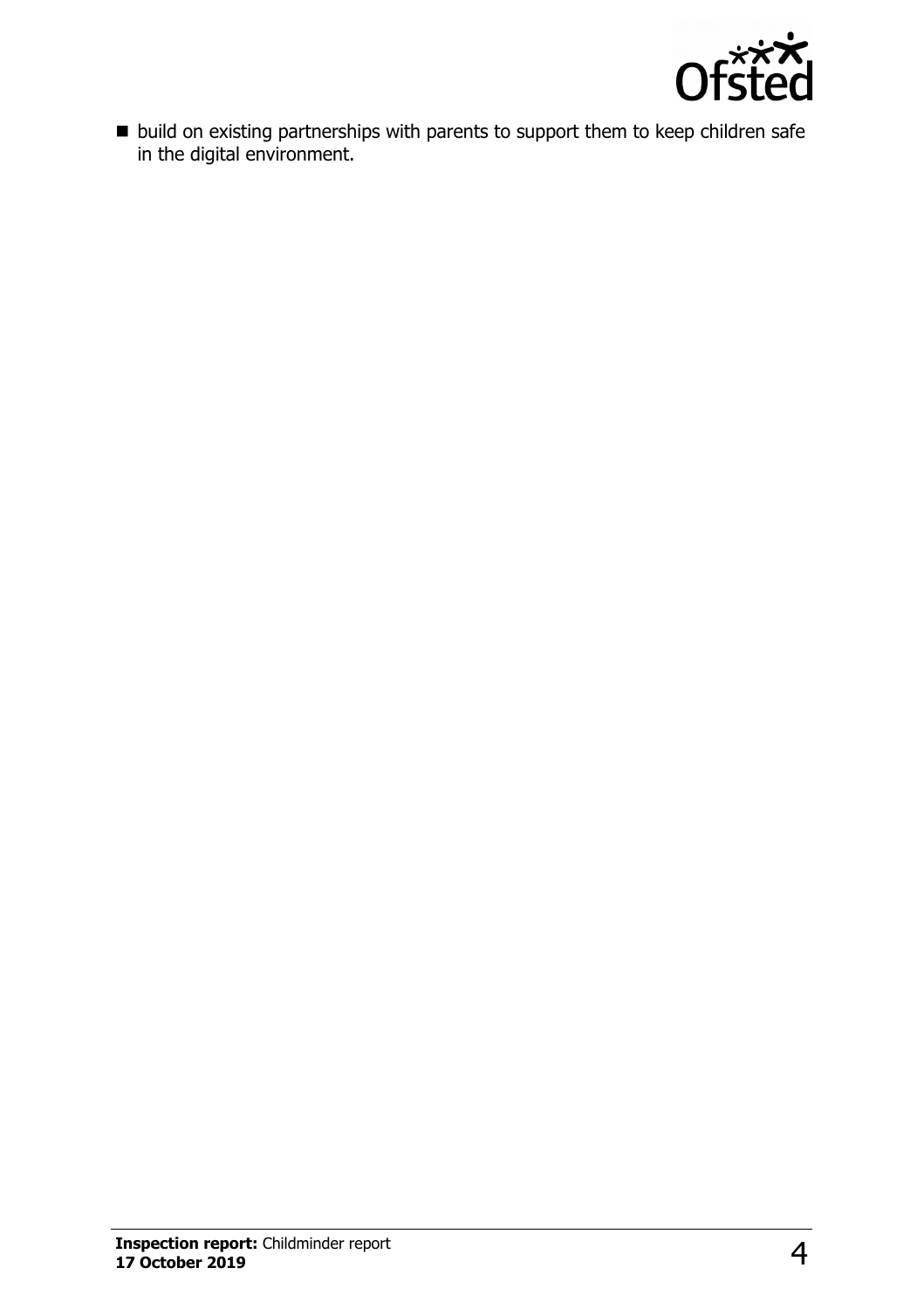- build on existing partnerships with parents to support them to keep children safe in the digital environment.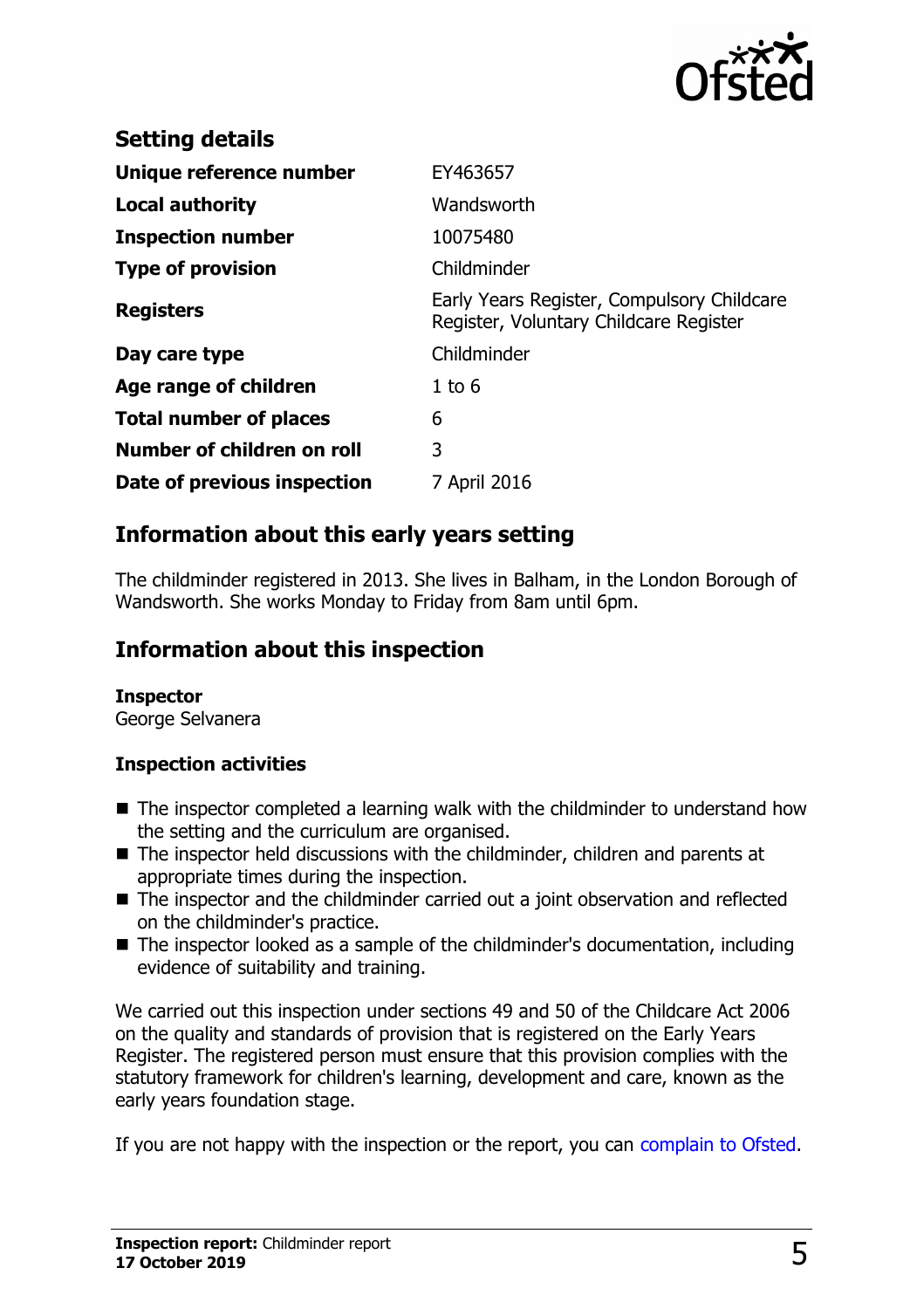## Setting details

| | |
|---|---|
| **Unique reference number** | EY463657 |
| **Local authority** | Wandsworth |
| **Inspection number** | 10075480 |
| **Type of provision** | Childminder |
| **Registers** | Early Years Register, Compulsory Childcare Register, Voluntary Childcare Register |
| **Day care type** | Childminder |
| **Age range of children** | 1 to 6 |
| **Total number of places** | 6 |
| **Number of children on roll** | 3 |
| **Date of previous inspection** | 7 April 2016 |

## Information about this early years setting

The childminder registered in 2013. She lives in Balham, in the London Borough of Wandsworth. She works Monday to Friday from 8am until 6pm.

## Information about this inspection

**Inspector**
George Selvanera

### Inspection activities

- The inspector completed a learning walk with the childminder to understand how the setting and the curriculum are organised.
- The inspector held discussions with the childminder, children and parents at appropriate times during the inspection.
- The inspector and the childminder carried out a joint observation and reflected on the childminder's practice.
- The inspector looked as a sample of the childminder's documentation, including evidence of suitability and training.

We carried out this inspection under sections 49 and 50 of the Childcare Act 2006 on the quality and standards of provision that is registered on the Early Years Register. The registered person must ensure that this provision complies with the statutory framework for children's learning, development and care, known as the early years foundation stage.

If you are not happy with the inspection or the report, you can complain to Ofsted.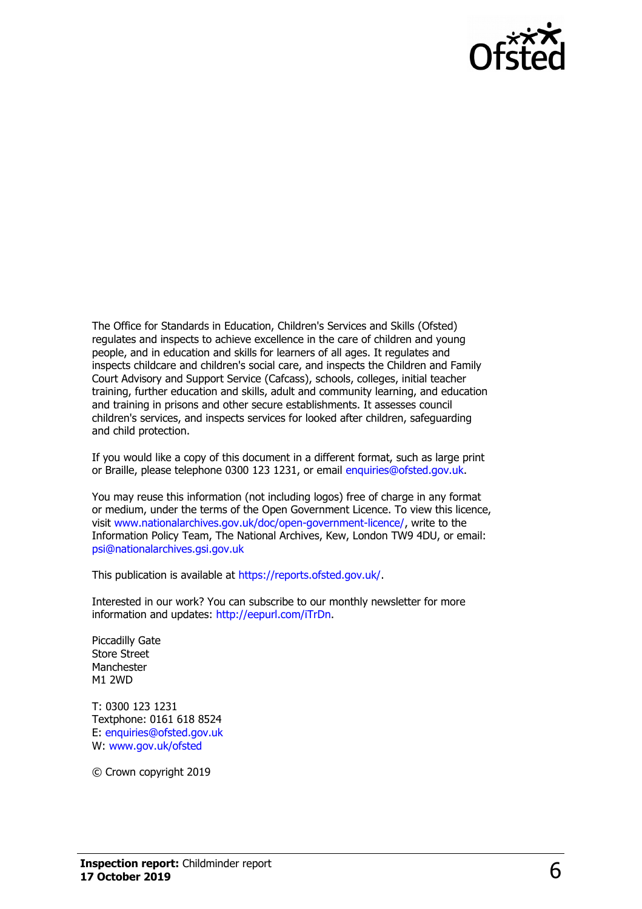The Office for Standards in Education, Children's Services and Skills (Ofsted) regulates and inspects to achieve excellence in the care of children and young people, and in education and skills for learners of all ages. It regulates and inspects childcare and children's social care, and inspects the Children and Family Court Advisory and Support Service (Cafcass), schools, colleges, initial teacher training, further education and skills, adult and community learning, and education and training in prisons and other secure establishments. It assesses council children's services, and inspects services for looked after children, safeguarding and child protection.

If you would like a copy of this document in a different format, such as large print or Braille, please telephone 0300 123 1231, or email enquiries@ofsted.gov.uk.

You may reuse this information (not including logos) free of charge in any format or medium, under the terms of the Open Government Licence. To view this licence, visit www.nationalarchives.gov.uk/doc/open-government-licence/, write to the Information Policy Team, The National Archives, Kew, London TW9 4DU, or email: psi@nationalarchives.gsi.gov.uk

This publication is available at https://reports.ofsted.gov.uk/.

Interested in our work? You can subscribe to our monthly newsletter for more information and updates: http://eepurl.com/iTrDn.

Piccadilly Gate
Store Street
Manchester
M1 2WD

T: 0300 123 1231
Textphone: 0161 618 8524
E: enquiries@ofsted.gov.uk
W: www.gov.uk/ofsted

© Crown copyright 2019